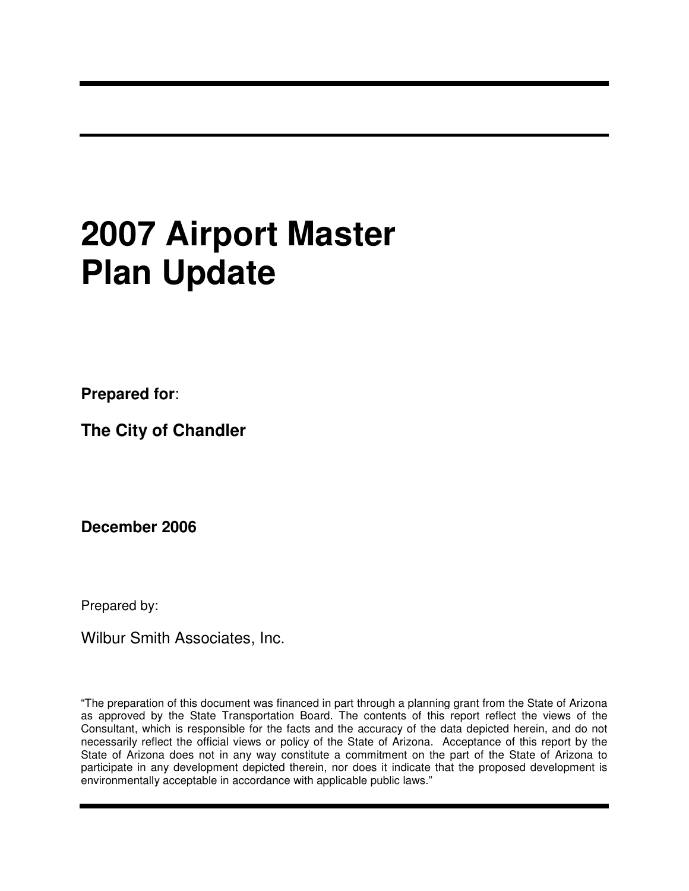# 2007 Airport Master Plan Update

**Prepared for**:

**The City of Chandler**

**December 2006**

Prepared by:

Wilbur Smith Associates, Inc.

"The preparation of this document was financed in part through a planning grant from the State of Arizona as approved by the State Transportation Board. The contents of this report reflect the views of the Consultant, which is responsible for the facts and the accuracy of the data depicted herein, and do not necessarily reflect the official views or policy of the State of Arizona. Acceptance of this report by the State of Arizona does not in any way constitute a commitment on the part of the State of Arizona to participate in any development depicted therein, nor does it indicate that the proposed development is environmentally acceptable in accordance with applicable public laws."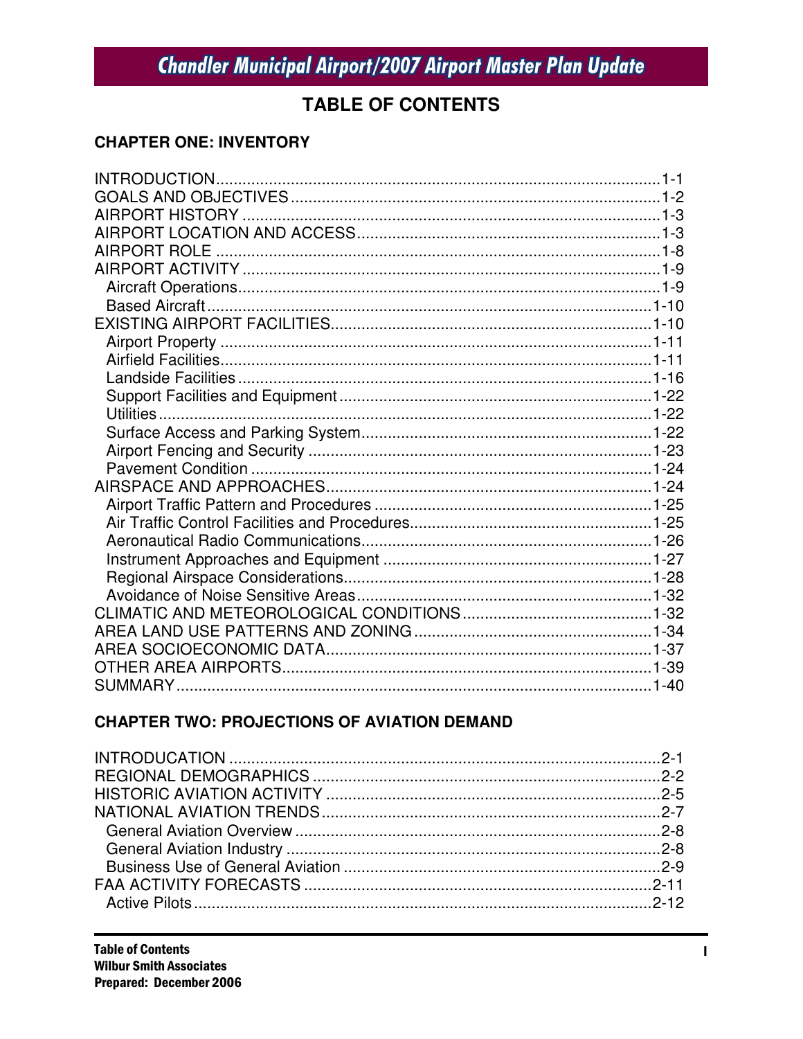# TABLE OF CONTENTS

## CHAPTER ONE: INVENTORY

INTRODUCTION....................................................................................................1-1
GOALS AND OBJECTIVES...................................................................................1-2
AIRPORT HISTORY ..............................................................................................1-3
AIRPORT LOCATION AND ACCESS....................................................................1-3
AIRPORT ROLE ....................................................................................................1-8
AIRPORT ACTIVITY ..............................................................................................1-9
  Aircraft Operations...............................................................................................1-9
  Based Aircraft......................................................................................................1-10
EXISTING AIRPORT FACILITIES.........................................................................1-10
  Airport Property ..................................................................................................1-11
  Airfield Facilities..................................................................................................1-11
  Landside Facilities ..............................................................................................1-16
  Support Facilities and Equipment .......................................................................1-22
  Utilities................................................................................................................1-22
  Surface Access and Parking System..................................................................1-22
  Airport Fencing and Security ..............................................................................1-23
  Pavement Condition ...........................................................................................1-24
AIRSPACE AND APPROACHES..........................................................................1-24
  Airport Traffic Pattern and Procedures ...............................................................1-25
  Air Traffic Control Facilities and Procedures.......................................................1-25
  Aeronautical Radio Communications..................................................................1-26
  Instrument Approaches and Equipment .............................................................1-27
  Regional Airspace Considerations......................................................................1-28
  Avoidance of Noise Sensitive Areas...................................................................1-32
CLIMATIC AND METEOROLOGICAL CONDITIONS ...........................................1-32
AREA LAND USE PATTERNS AND ZONING ......................................................1-34
AREA SOCIOECONOMIC DATA..........................................................................1-37
OTHER AREA AIRPORTS....................................................................................1-39
SUMMARY............................................................................................................1-40

## CHAPTER TWO: PROJECTIONS OF AVIATION DEMAND

INTRODUCATION ..................................................................................................2-1
REGIONAL DEMOGRAPHICS ...............................................................................2-2
HISTORIC AVIATION ACTIVITY ............................................................................2-5
NATIONAL AVIATION TRENDS.............................................................................2-7
  General Aviation Overview ...................................................................................2-8
  General Aviation Industry .....................................................................................2-8
  Business Use of General Aviation ........................................................................2-9
FAA ACTIVITY FORECASTS ...............................................................................2-11
  Active Pilots........................................................................................................2-12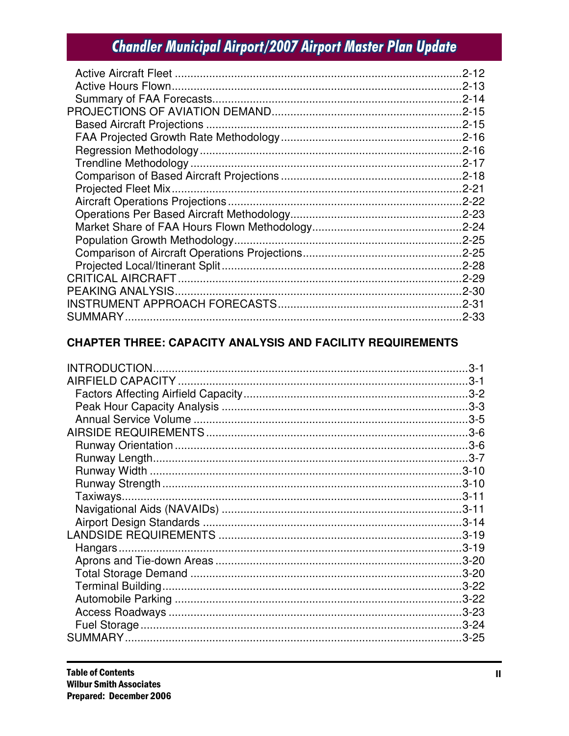Active Aircraft Fleet ............................................................................................2-12
Active Hours Flown.............................................................................................2-13
Summary of FAA Forecasts.................................................................................2-14

PROJECTIONS OF AVIATION DEMAND..............................................................2-15
Based Aircraft Projections ..................................................................................2-15
FAA Projected Growth Rate Methodology ..........................................................2-16
Regression Methodology ....................................................................................2-16
Trendline Methodology .......................................................................................2-17
Comparison of Based Aircraft Projections ...........................................................2-18
Projected Fleet Mix.............................................................................................2-21
Aircraft Operations Projections ...........................................................................2-22
Operations Per Based Aircraft Methodology.......................................................2-23
Market Share of FAA Hours Flown Methodology................................................2-24
Population Growth Methodology.........................................................................2-25
Comparison of Aircraft Operations Projections....................................................2-25
Projected Local/Itinerant Split .............................................................................2-28

CRITICAL AIRCRAFT............................................................................................2-29
PEAKING ANALYSIS.............................................................................................2-30
INSTRUMENT APPROACH FORECASTS............................................................2-31
SUMMARY.............................................................................................................2-33

## CHAPTER THREE: CAPACITY ANALYSIS AND FACILITY REQUIREMENTS

INTRODUCTION......................................................................................................3-1
AIRFIELD CAPACITY ..............................................................................................3-1
Factors Affecting Airfield Capacity.........................................................................3-2
Peak Hour Capacity Analysis ................................................................................3-3
Annual Service Volume .........................................................................................3-5

AIRSIDE REQUIREMENTS .....................................................................................3-6
Runway Orientation ...............................................................................................3-6
Runway Length......................................................................................................3-7
Runway Width ......................................................................................................3-10
Runway Strength ..................................................................................................3-10
Taxiways...............................................................................................................3-11
Navigational Aids (NAVAIDs) ...............................................................................3-11
Airport Design Standards .....................................................................................3-14

LANDSIDE REQUIREMENTS ................................................................................3-19
Hangars................................................................................................................3-19
Aprons and Tie-down Areas .................................................................................3-20
Total Storage Demand .........................................................................................3-20
Terminal Building..................................................................................................3-22
Automobile Parking ..............................................................................................3-22
Access Roadways ................................................................................................3-23
Fuel Storage.........................................................................................................3-24

SUMMARY.............................................................................................................3-25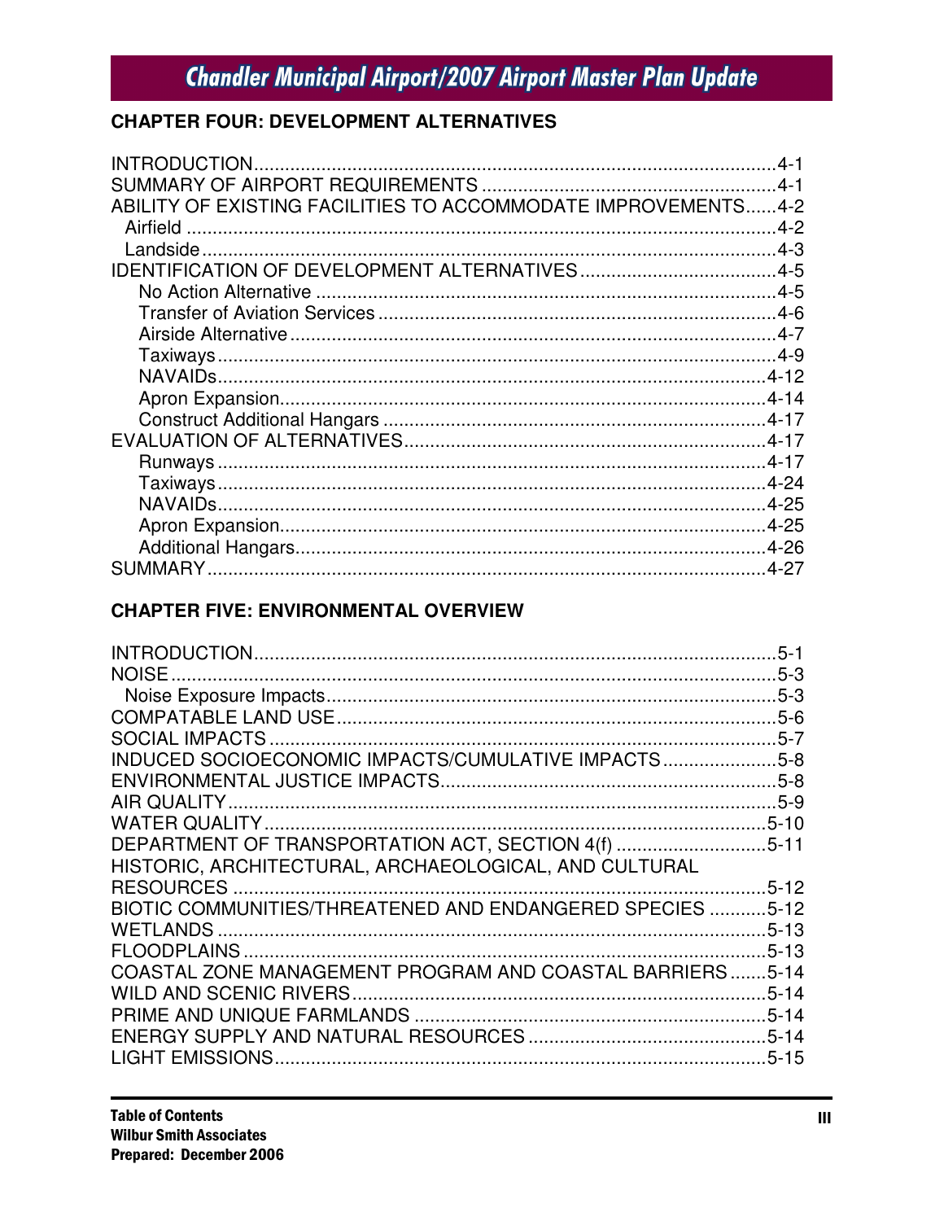## CHAPTER FOUR: DEVELOPMENT ALTERNATIVES

INTRODUCTION....................................................................................................4-1
SUMMARY OF AIRPORT REQUIREMENTS ........................................................4-1
ABILITY OF EXISTING FACILITIES TO ACCOMMODATE IMPROVEMENTS......4-2
  Airfield .................................................................................................................4-2
  Landside..............................................................................................................4-3
IDENTIFICATION OF DEVELOPMENT ALTERNATIVES......................................4-5
    No Action Alternative .........................................................................................4-5
    Transfer of Aviation Services ............................................................................4-6
    Airside Alternative .............................................................................................4-7
    Taxiways ............................................................................................................4-9
    NAVAIDs..........................................................................................................4-12
    Apron Expansion..............................................................................................4-14
    Construct Additional Hangars ..........................................................................4-17
EVALUATION OF ALTERNATIVES.....................................................................4-17
    Runways ..........................................................................................................4-17
    Taxiways ..........................................................................................................4-24
    NAVAIDs..........................................................................................................4-25
    Apron Expansion..............................................................................................4-25
    Additional Hangars...........................................................................................4-26
SUMMARY............................................................................................................4-27

## CHAPTER FIVE: ENVIRONMENTAL OVERVIEW

INTRODUCTION....................................................................................................5-1
NOISE ....................................................................................................................5-3
  Noise Exposure Impacts......................................................................................5-3
COMPATABLE LAND USE ....................................................................................5-6
SOCIAL IMPACTS .................................................................................................5-7
INDUCED SOCIOECONOMIC IMPACTS/CUMULATIVE IMPACTS ......................5-8
ENVIRONMENTAL JUSTICE IMPACTS.................................................................5-8
AIR QUALITY..........................................................................................................5-9
WATER QUALITY.................................................................................................5-10
DEPARTMENT OF TRANSPORTATION ACT, SECTION 4(f) .............................5-11
HISTORIC, ARCHITECTURAL, ARCHAEOLOGICAL, AND CULTURAL RESOURCES ........................................................................................................5-12
BIOTIC COMMUNITIES/THREATENED AND ENDANGERED SPECIES ...........5-12
WETLANDS ..........................................................................................................5-13
FLOODPLAINS .....................................................................................................5-13
COASTAL ZONE MANAGEMENT PROGRAM AND COASTAL BARRIERS .......5-14
WILD AND SCENIC RIVERS................................................................................5-14
PRIME AND UNIQUE FARMLANDS ....................................................................5-14
ENERGY SUPPLY AND NATURAL RESOURCES ..............................................5-14
LIGHT EMISSIONS...............................................................................................5-15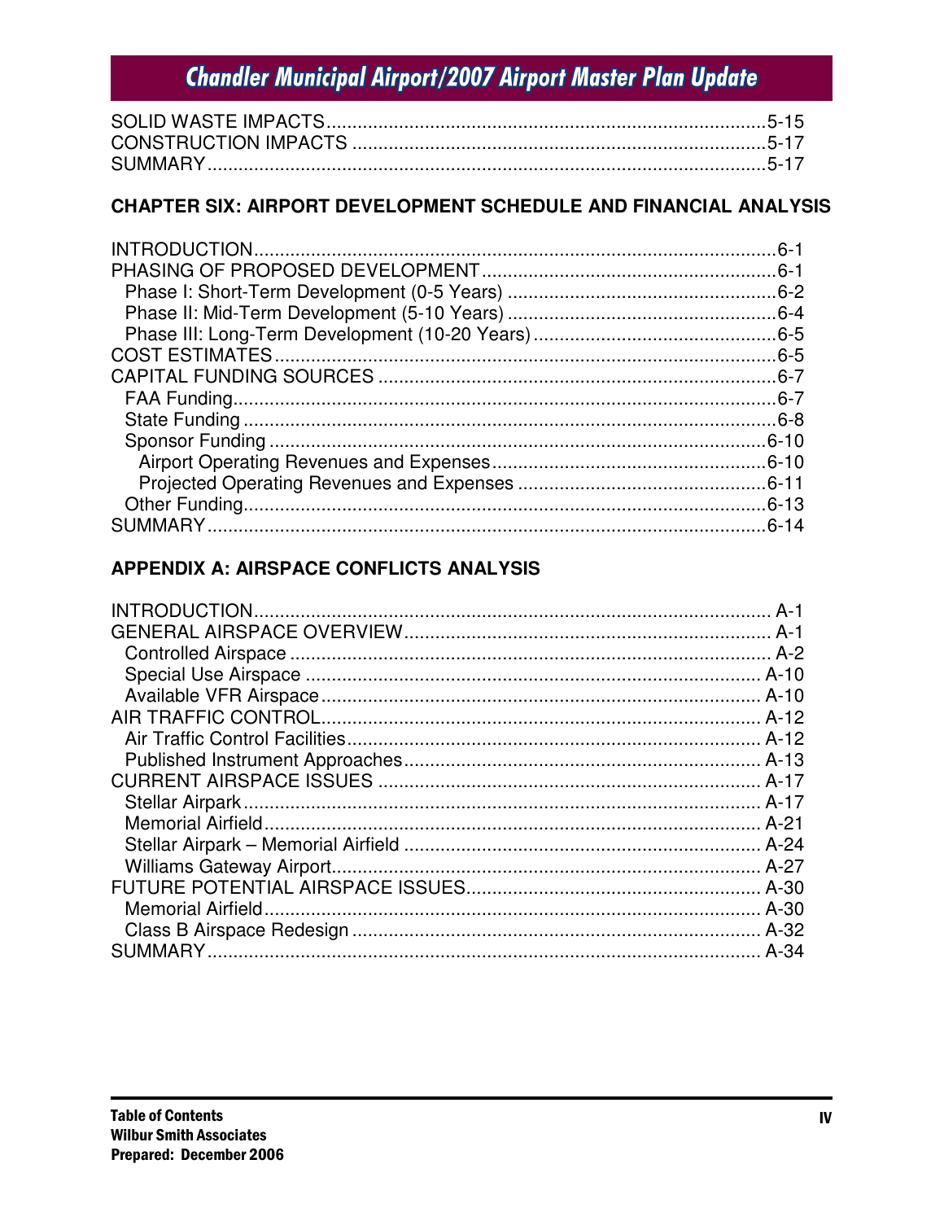SOLID WASTE IMPACTS....................................................................................5-15
CONSTRUCTION IMPACTS ...............................................................................5-17
SUMMARY...........................................................................................................5-17

### CHAPTER SIX: AIRPORT DEVELOPMENT SCHEDULE AND FINANCIAL ANALYSIS

INTRODUCTION...................................................................................................6-1
PHASING OF PROPOSED DEVELOPMENT........................................................6-1
Phase I: Short-Term Development (0-5 Years) ....................................................6-2
Phase II: Mid-Term Development (5-10 Years) ....................................................6-4
Phase III: Long-Term Development (10-20 Years)...............................................6-5
COST ESTIMATES................................................................................................6-5
CAPITAL FUNDING SOURCES ...........................................................................6-7
FAA Funding.........................................................................................................6-7
State Funding .......................................................................................................6-8
Sponsor Funding ................................................................................................6-10
Airport Operating Revenues and Expenses.....................................................6-10
Projected Operating Revenues and Expenses ................................................6-11
Other Funding.....................................................................................................6-13
SUMMARY...........................................................................................................6-14

### APPENDIX A: AIRSPACE CONFLICTS ANALYSIS

INTRODUCTION................................................................................................... A-1
GENERAL AIRSPACE OVERVIEW...................................................................... A-1
Controlled Airspace ............................................................................................ A-2
Special Use Airspace ........................................................................................ A-10
Available VFR Airspace..................................................................................... A-10
AIR TRAFFIC CONTROL.................................................................................... A-12
Air Traffic Control Facilities................................................................................ A-12
Published Instrument Approaches..................................................................... A-13
CURRENT AIRSPACE ISSUES ......................................................................... A-17
Stellar Airpark.................................................................................................... A-17
Memorial Airfield................................................................................................ A-21
Stellar Airpark – Memorial Airfield .................................................................... A-24
Williams Gateway Airport................................................................................... A-27
FUTURE POTENTIAL AIRSPACE ISSUES........................................................ A-30
Memorial Airfield................................................................................................ A-30
Class B Airspace Redesign ............................................................................... A-32
SUMMARY.......................................................................................................... A-34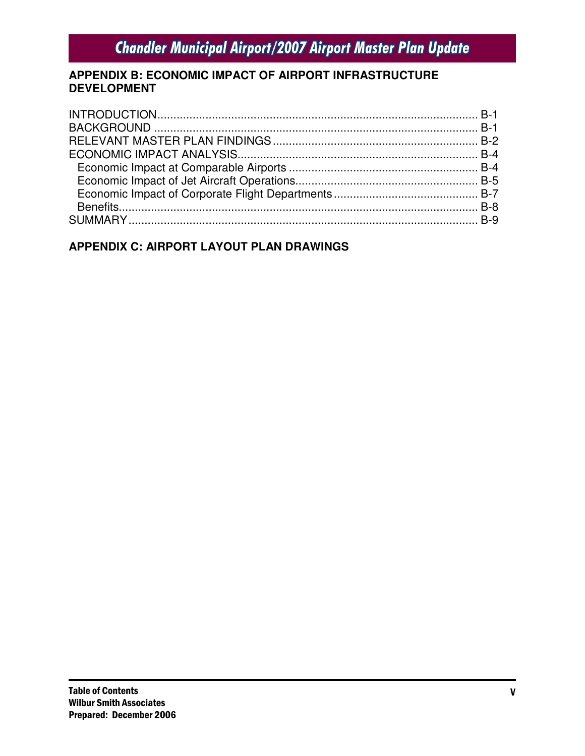**APPENDIX B: ECONOMIC IMPACT OF AIRPORT INFRASTRUCTURE DEVELOPMENT**

INTRODUCTION.................................................................................................. B-1
BACKGROUND .................................................................................................. B-1
RELEVANT MASTER PLAN FINDINGS ............................................................. B-2
ECONOMIC IMPACT ANALYSIS........................................................................ B-4
  Economic Impact at Comparable Airports ......................................................... B-4
  Economic Impact of Jet Aircraft Operations....................................................... B-5
  Economic Impact of Corporate Flight Departments ........................................... B-7
  Benefits.............................................................................................................. B-8
SUMMARY.......................................................................................................... B-9

**APPENDIX C: AIRPORT LAYOUT PLAN DRAWINGS**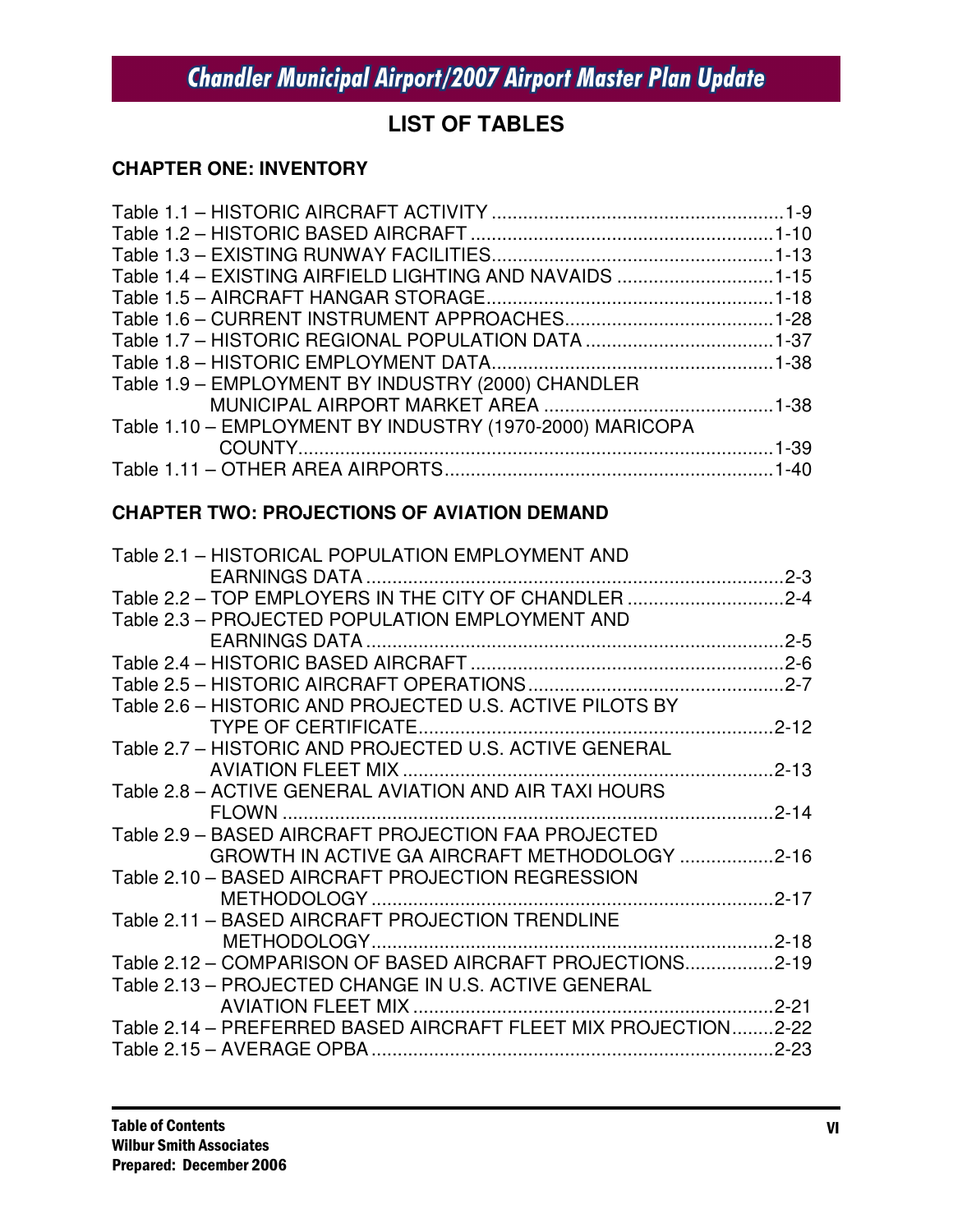## LIST OF TABLES

### CHAPTER ONE: INVENTORY

Table 1.1 – HISTORIC AIRCRAFT ACTIVITY ........................................................1-9
Table 1.2 – HISTORIC BASED AIRCRAFT ..........................................................1-10
Table 1.3 – EXISTING RUNWAY FACILITIES......................................................1-13
Table 1.4 – EXISTING AIRFIELD LIGHTING AND NAVAIDS ..............................1-15
Table 1.5 – AIRCRAFT HANGAR STORAGE.......................................................1-18
Table 1.6 – CURRENT INSTRUMENT APPROACHES........................................1-28
Table 1.7 – HISTORIC REGIONAL POPULATION DATA ....................................1-37
Table 1.8 – HISTORIC EMPLOYMENT DATA......................................................1-38
Table 1.9 – EMPLOYMENT BY INDUSTRY (2000) CHANDLER MUNICIPAL AIRPORT MARKET AREA ............................................1-38
Table 1.10 – EMPLOYMENT BY INDUSTRY (1970-2000) MARICOPA COUNTY.........................................................................................1-39
Table 1.11 – OTHER AREA AIRPORTS..............................................................1-40

### CHAPTER TWO: PROJECTIONS OF AVIATION DEMAND

Table 2.1 – HISTORICAL POPULATION EMPLOYMENT AND EARNINGS DATA ...............................................................................2-3
Table 2.2 – TOP EMPLOYERS IN THE CITY OF CHANDLER ..............................2-4
Table 2.3 – PROJECTED POPULATION EMPLOYMENT AND EARNINGS DATA ...............................................................................2-5
Table 2.4 – HISTORIC BASED AIRCRAFT ............................................................2-6
Table 2.5 – HISTORIC AIRCRAFT OPERATIONS.................................................2-7
Table 2.6 – HISTORIC AND PROJECTED U.S. ACTIVE PILOTS BY TYPE OF CERTIFICATE....................................................................2-12
Table 2.7 – HISTORIC AND PROJECTED U.S. ACTIVE GENERAL AVIATION FLEET MIX ......................................................................2-13
Table 2.8 – ACTIVE GENERAL AVIATION AND AIR TAXI HOURS FLOWN ...............................................................................................2-14
Table 2.9 – BASED AIRCRAFT PROJECTION FAA PROJECTED GROWTH IN ACTIVE GA AIRCRAFT METHODOLOGY ..................2-16
Table 2.10 – BASED AIRCRAFT PROJECTION REGRESSION METHODOLOGY .............................................................................2-17
Table 2.11 – BASED AIRCRAFT PROJECTION TRENDLINE METHODOLOGY.............................................................................2-18
Table 2.12 – COMPARISON OF BASED AIRCRAFT PROJECTIONS.................2-19
Table 2.13 – PROJECTED CHANGE IN U.S. ACTIVE GENERAL AVIATION FLEET MIX .....................................................................2-21
Table 2.14 – PREFERRED BASED AIRCRAFT FLEET MIX PROJECTION........2-22
Table 2.15 – AVERAGE OPBA .............................................................................2-23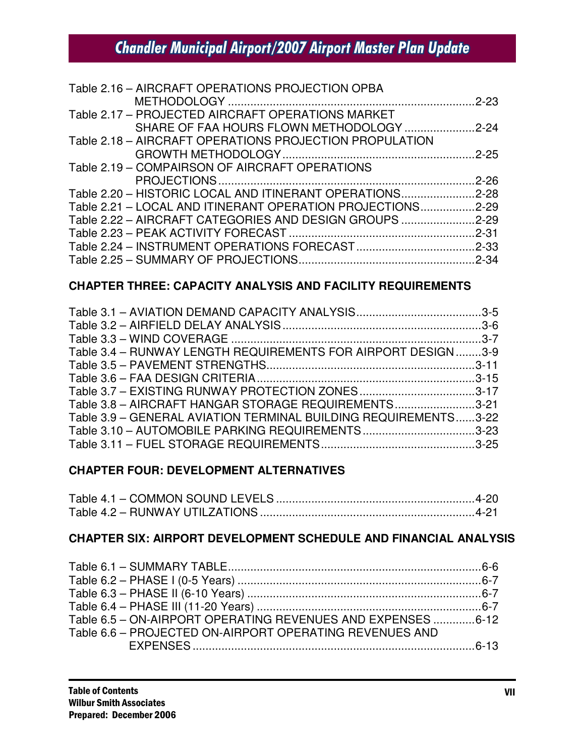Table 2.16 – AIRCRAFT OPERATIONS PROJECTION OPBA METHODOLOGY .....2-23
Table 2.17 – PROJECTED AIRCRAFT OPERATIONS MARKET SHARE OF FAA HOURS FLOWN METHODOLOGY .....2-24
Table 2.18 – AIRCRAFT OPERATIONS PROJECTION PROPULATION GROWTH METHODOLOGY .....2-25
Table 2.19 – COMPAIRSON OF AIRCRAFT OPERATIONS PROJECTIONS .....2-26
Table 2.20 – HISTORIC LOCAL AND ITINERANT OPERATIONS .....2-28
Table 2.21 – LOCAL AND ITINERANT OPERATION PROJECTIONS .....2-29
Table 2.22 – AIRCRAFT CATEGORIES AND DESIGN GROUPS .....2-29
Table 2.23 – PEAK ACTIVITY FORECAST .....2-31
Table 2.24 – INSTRUMENT OPERATIONS FORECAST .....2-33
Table 2.25 – SUMMARY OF PROJECTIONS .....2-34

**CHAPTER THREE: CAPACITY ANALYSIS AND FACILITY REQUIREMENTS**

Table 3.1 – AVIATION DEMAND CAPACITY ANALYSIS .....3-5
Table 3.2 – AIRFIELD DELAY ANALYSIS .....3-6
Table 3.3 – WIND COVERAGE .....3-7
Table 3.4 – RUNWAY LENGTH REQUIREMENTS FOR AIRPORT DESIGN .....3-9
Table 3.5 – PAVEMENT STRENGTHS .....3-11
Table 3.6 – FAA DESIGN CRITERIA .....3-15
Table 3.7 – EXISTING RUNWAY PROTECTION ZONES .....3-17
Table 3.8 – AIRCRAFT HANGAR STORAGE REQUIREMENTS .....3-21
Table 3.9 – GENERAL AVIATION TERMINAL BUILDING REQUIREMENTS .....3-22
Table 3.10 – AUTOMOBILE PARKING REQUIREMENTS .....3-23
Table 3.11 – FUEL STORAGE REQUIREMENTS .....3-25

**CHAPTER FOUR: DEVELOPMENT ALTERNATIVES**

Table 4.1 – COMMON SOUND LEVELS .....4-20
Table 4.2 – RUNWAY UTILZATIONS .....4-21

**CHAPTER SIX: AIRPORT DEVELOPMENT SCHEDULE AND FINANCIAL ANALYSIS**

Table 6.1 – SUMMARY TABLE .....6-6
Table 6.2 – PHASE I (0-5 Years) .....6-7
Table 6.3 – PHASE II (6-10 Years) .....6-7
Table 6.4 – PHASE III (11-20 Years) .....6-7
Table 6.5 – ON-AIRPORT OPERATING REVENUES AND EXPENSES .....6-12
Table 6.6 – PROJECTED ON-AIRPORT OPERATING REVENUES AND EXPENSES .....6-13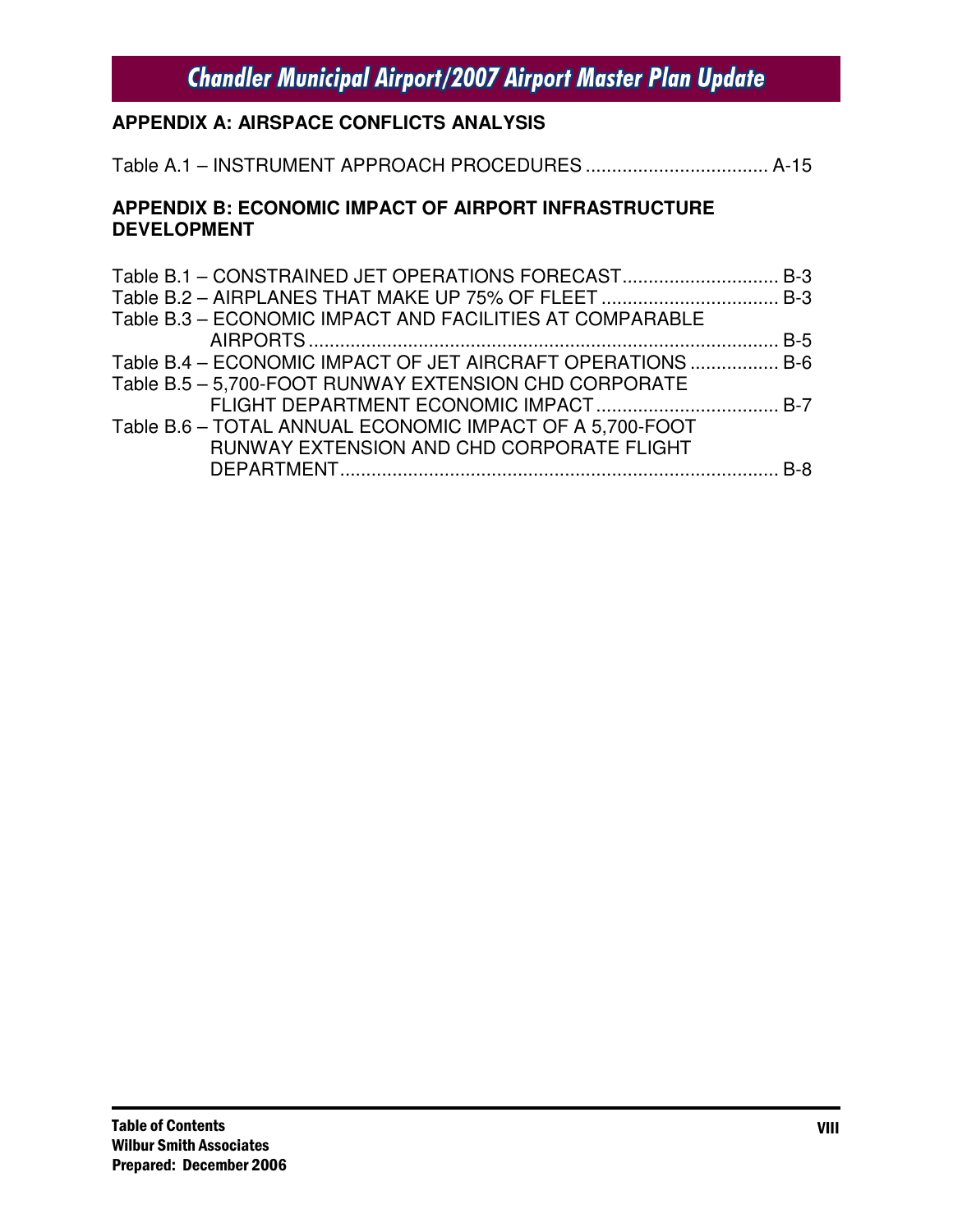## APPENDIX A: AIRSPACE CONFLICTS ANALYSIS

Table A.1 – INSTRUMENT APPROACH PROCEDURES .................................. A-15

## APPENDIX B: ECONOMIC IMPACT OF AIRPORT INFRASTRUCTURE DEVELOPMENT

Table B.1 – CONSTRAINED JET OPERATIONS FORECAST.............................. B-3
Table B.2 – AIRPLANES THAT MAKE UP 75% OF FLEET .................................. B-3
Table B.3 – ECONOMIC IMPACT AND FACILITIES AT COMPARABLE AIRPORTS .......................................................................................... B-5
Table B.4 – ECONOMIC IMPACT OF JET AIRCRAFT OPERATIONS ................. B-6
Table B.5 – 5,700-FOOT RUNWAY EXTENSION CHD CORPORATE FLIGHT DEPARTMENT ECONOMIC IMPACT ................................... B-7
Table B.6 – TOTAL ANNUAL ECONOMIC IMPACT OF A 5,700-FOOT RUNWAY EXTENSION AND CHD CORPORATE FLIGHT DEPARTMENT.................................................................................... B-8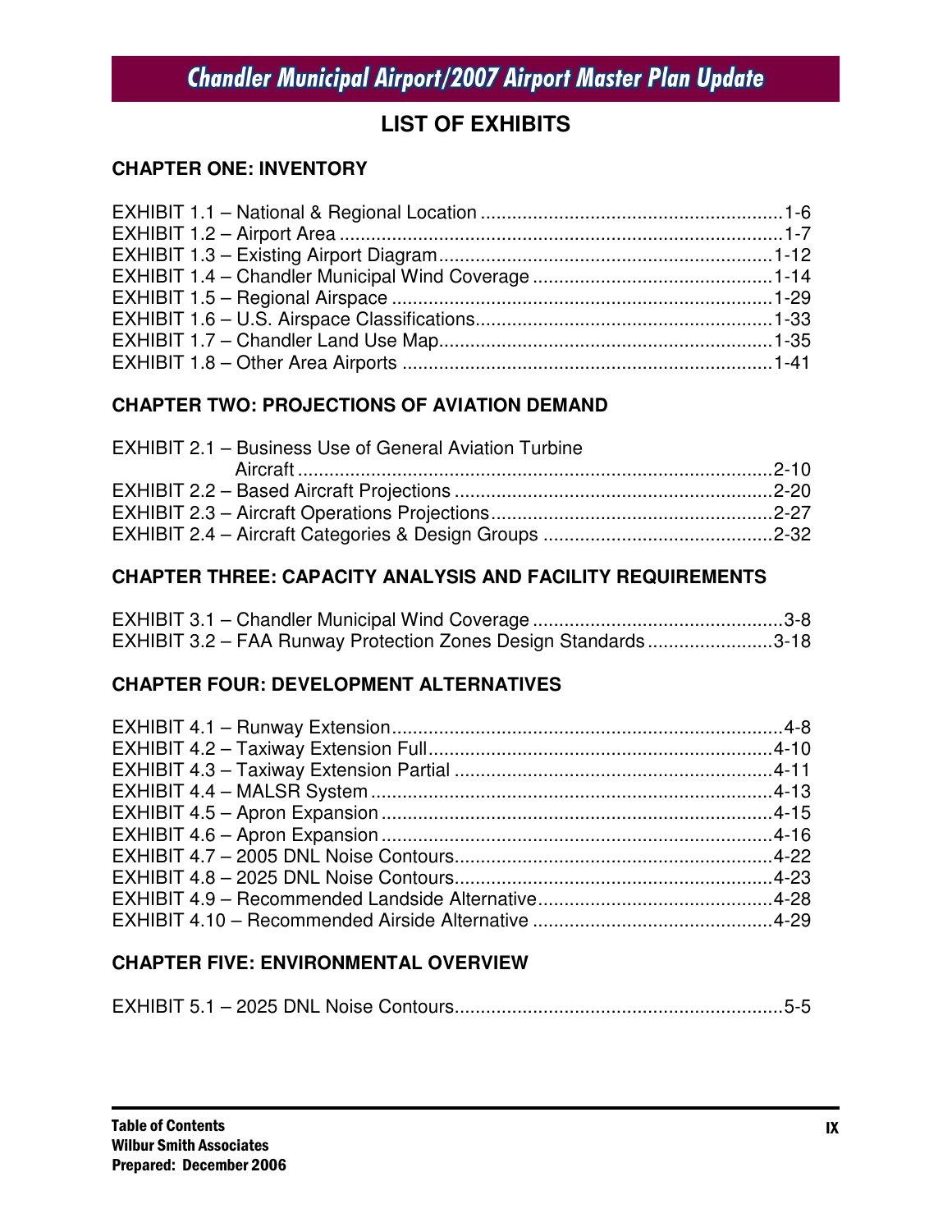# LIST OF EXHIBITS

## CHAPTER ONE: INVENTORY

EXHIBIT 1.1 – National & Regional Location .......................................................... 1-6
EXHIBIT 1.2 – Airport Area .................................................................................... 1-7
EXHIBIT 1.3 – Existing Airport Diagram ................................................................ 1-12
EXHIBIT 1.4 – Chandler Municipal Wind Coverage .............................................. 1-14
EXHIBIT 1.5 – Regional Airspace ......................................................................... 1-29
EXHIBIT 1.6 – U.S. Airspace Classifications ......................................................... 1-33
EXHIBIT 1.7 – Chandler Land Use Map ................................................................ 1-35
EXHIBIT 1.8 – Other Area Airports ....................................................................... 1-41

## CHAPTER TWO: PROJECTIONS OF AVIATION DEMAND

EXHIBIT 2.1 – Business Use of General Aviation Turbine Aircraft ........................................................................... 2-10
EXHIBIT 2.2 – Based Aircraft Projections ............................................................. 2-20
EXHIBIT 2.3 – Aircraft Operations Projections ...................................................... 2-27
EXHIBIT 2.4 – Aircraft Categories & Design Groups ............................................ 2-32

## CHAPTER THREE: CAPACITY ANALYSIS AND FACILITY REQUIREMENTS

EXHIBIT 3.1 – Chandler Municipal Wind Coverage ................................................ 3-8
EXHIBIT 3.2 – FAA Runway Protection Zones Design Standards ........................ 3-18

## CHAPTER FOUR: DEVELOPMENT ALTERNATIVES

EXHIBIT 4.1 – Runway Extension ........................................................................... 4-8
EXHIBIT 4.2 – Taxiway Extension Full .................................................................. 4-10
EXHIBIT 4.3 – Taxiway Extension Partial ............................................................. 4-11
EXHIBIT 4.4 – MALSR System ............................................................................. 4-13
EXHIBIT 4.5 – Apron Expansion ........................................................................... 4-15
EXHIBIT 4.6 – Apron Expansion ........................................................................... 4-16
EXHIBIT 4.7 – 2005 DNL Noise Contours ............................................................. 4-22
EXHIBIT 4.8 – 2025 DNL Noise Contours ............................................................. 4-23
EXHIBIT 4.9 – Recommended Landside Alternative ............................................. 4-28
EXHIBIT 4.10 – Recommended Airside Alternative .............................................. 4-29

## CHAPTER FIVE: ENVIRONMENTAL OVERVIEW

EXHIBIT 5.1 – 2025 DNL Noise Contours ............................................................... 5-5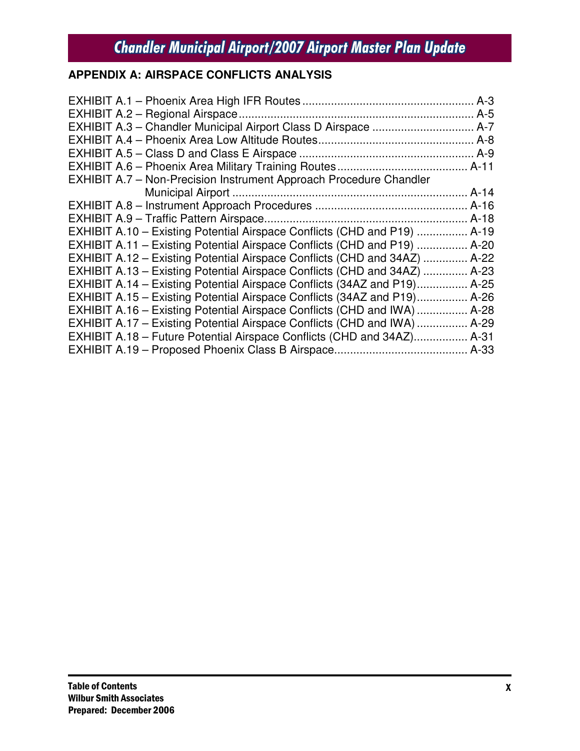## APPENDIX A: AIRSPACE CONFLICTS ANALYSIS

EXHIBIT A.1 – Phoenix Area High IFR Routes ..................................................... A-3
EXHIBIT A.2 – Regional Airspace.......................................................................... A-5
EXHIBIT A.3 – Chandler Municipal Airport Class D Airspace ................................ A-7
EXHIBIT A.4 – Phoenix Area Low Altitude Routes................................................ A-8
EXHIBIT A.5 – Class D and Class E Airspace ...................................................... A-9
EXHIBIT A.6 – Phoenix Area Military Training Routes......................................... A-11
EXHIBIT A.7 – Non-Precision Instrument Approach Procedure Chandler Municipal Airport .......................................................................... A-14
EXHIBIT A.8 – Instrument Approach Procedures ................................................ A-16
EXHIBIT A.9 – Traffic Pattern Airspace................................................................ A-18
EXHIBIT A.10 – Existing Potential Airspace Conflicts (CHD and P19) ................ A-19
EXHIBIT A.11 – Existing Potential Airspace Conflicts (CHD and P19) ................ A-20
EXHIBIT A.12 – Existing Potential Airspace Conflicts (CHD and 34AZ) ............. A-22
EXHIBIT A.13 – Existing Potential Airspace Conflicts (CHD and 34AZ) ............. A-23
EXHIBIT A.14 – Existing Potential Airspace Conflicts (34AZ and P19)................ A-25
EXHIBIT A.15 – Existing Potential Airspace Conflicts (34AZ and P19)................ A-26
EXHIBIT A.16 – Existing Potential Airspace Conflicts (CHD and IWA) ................ A-28
EXHIBIT A.17 – Existing Potential Airspace Conflicts (CHD and IWA) ................ A-29
EXHIBIT A.18 – Future Potential Airspace Conflicts (CHD and 34AZ)................. A-31
EXHIBIT A.19 – Proposed Phoenix Class B Airspace.......................................... A-33